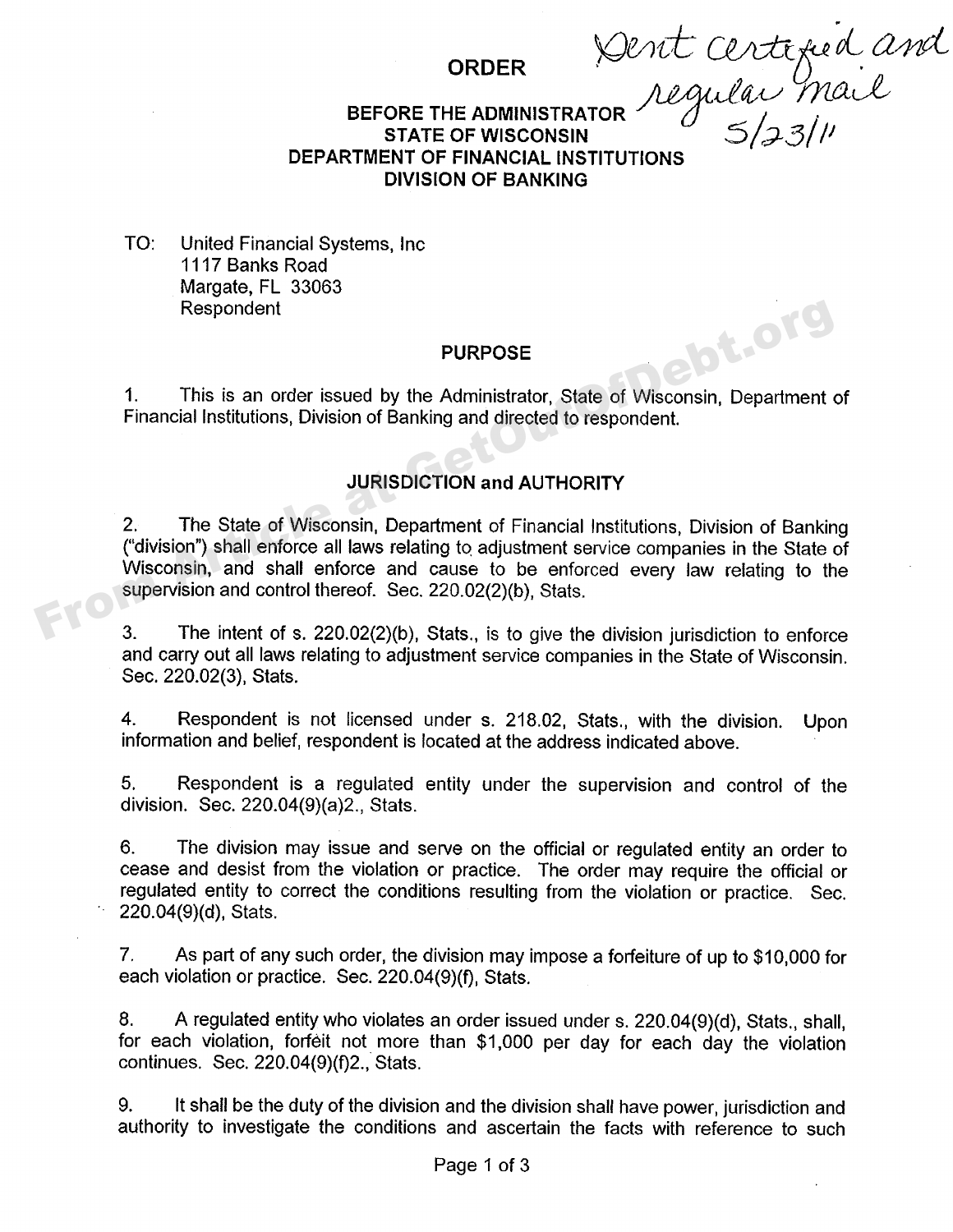# ORDER

Sent certified and regular mail 5/23/11

## BEFORE THE ADMINISTRATOR
## STATE OF WISCONSIN
## DEPARTMENT OF FINANCIAL INSTITUTIONS
## DIVISION OF BANKING

TO: United Financial Systems, Inc
1117 Banks Road
Margate, FL 33063
Respondent

### PURPOSE

1. This is an order issued by the Administrator, State of Wisconsin, Department of Financial Institutions, Division of Banking and directed to respondent.

### JURISDICTION and AUTHORITY

2. The State of Wisconsin, Department of Financial Institutions, Division of Banking ("division") shall enforce all laws relating to adjustment service companies in the State of Wisconsin, and shall enforce and cause to be enforced every law relating to the supervision and control thereof. Sec. 220.02(2)(b), Stats.

3. The intent of s. 220.02(2)(b), Stats., is to give the division jurisdiction to enforce and carry out all laws relating to adjustment service companies in the State of Wisconsin. Sec. 220.02(3), Stats.

4. Respondent is not licensed under s. 218.02, Stats., with the division. Upon information and belief, respondent is located at the address indicated above.

5. Respondent is a regulated entity under the supervision and control of the division. Sec. 220.04(9)(a)2., Stats.

6. The division may issue and serve on the official or regulated entity an order to cease and desist from the violation or practice. The order may require the official or regulated entity to correct the conditions resulting from the violation or practice. Sec. 220.04(9)(d), Stats.

7. As part of any such order, the division may impose a forfeiture of up to $10,000 for each violation or practice. Sec. 220.04(9)(f), Stats.

8. A regulated entity who violates an order issued under s. 220.04(9)(d), Stats., shall, for each violation, forfeit not more than $1,000 per day for each day the violation continues. Sec. 220.04(9)(f)2., Stats.

9. It shall be the duty of the division and the division shall have power, jurisdiction and authority to investigate the conditions and ascertain the facts with reference to such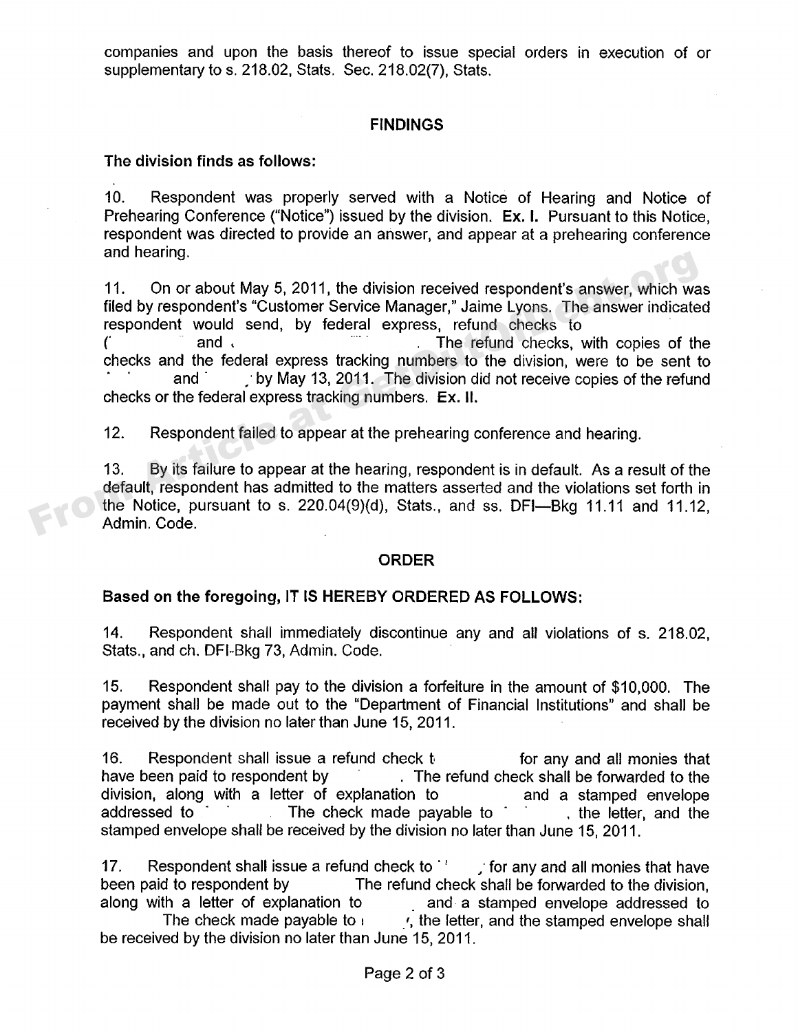companies and upon the basis thereof to issue special orders in execution of or supplementary to s. 218.02, Stats. Sec. 218.02(7), Stats.

## FINDINGS

**The division finds as follows:**

10. Respondent was properly served with a Notice of Hearing and Notice of Prehearing Conference ("Notice") issued by the division. **Ex. I.** Pursuant to this Notice, respondent was directed to provide an answer, and appear at a prehearing conference and hearing.

11. On or about May 5, 2011, the division received respondent's answer, which was filed by respondent's "Customer Service Manager," Jaime Lyons. The answer indicated respondent would send, by federal express, refund checks to ( and . The refund checks, with copies of the checks and the federal express tracking numbers to the division, were to be sent to and by May 13, 2011. The division did not receive copies of the refund checks or the federal express tracking numbers. **Ex. II.**

12. Respondent failed to appear at the prehearing conference and hearing.

13. By its failure to appear at the hearing, respondent is in default. As a result of the default, respondent has admitted to the matters asserted and the violations set forth in the Notice, pursuant to s. 220.04(9)(d), Stats., and ss. DFI—Bkg 11.11 and 11.12, Admin. Code.

## ORDER

**Based on the foregoing, IT IS HEREBY ORDERED AS FOLLOWS:**

14. Respondent shall immediately discontinue any and all violations of s. 218.02, Stats., and ch. DFI-Bkg 73, Admin. Code.

15. Respondent shall pay to the division a forfeiture in the amount of $10,000. The payment shall be made out to the "Department of Financial Institutions" and shall be received by the division no later than June 15, 2011.

16. Respondent shall issue a refund check t for any and all monies that have been paid to respondent by . The refund check shall be forwarded to the division, along with a letter of explanation to and a stamped envelope addressed to . The check made payable to , the letter, and the stamped envelope shall be received by the division no later than June 15, 2011.

17. Respondent shall issue a refund check to for any and all monies that have been paid to respondent by The refund check shall be forwarded to the division, along with a letter of explanation to and a stamped envelope addressed to The check made payable to , the letter, and the stamped envelope shall be received by the division no later than June 15, 2011.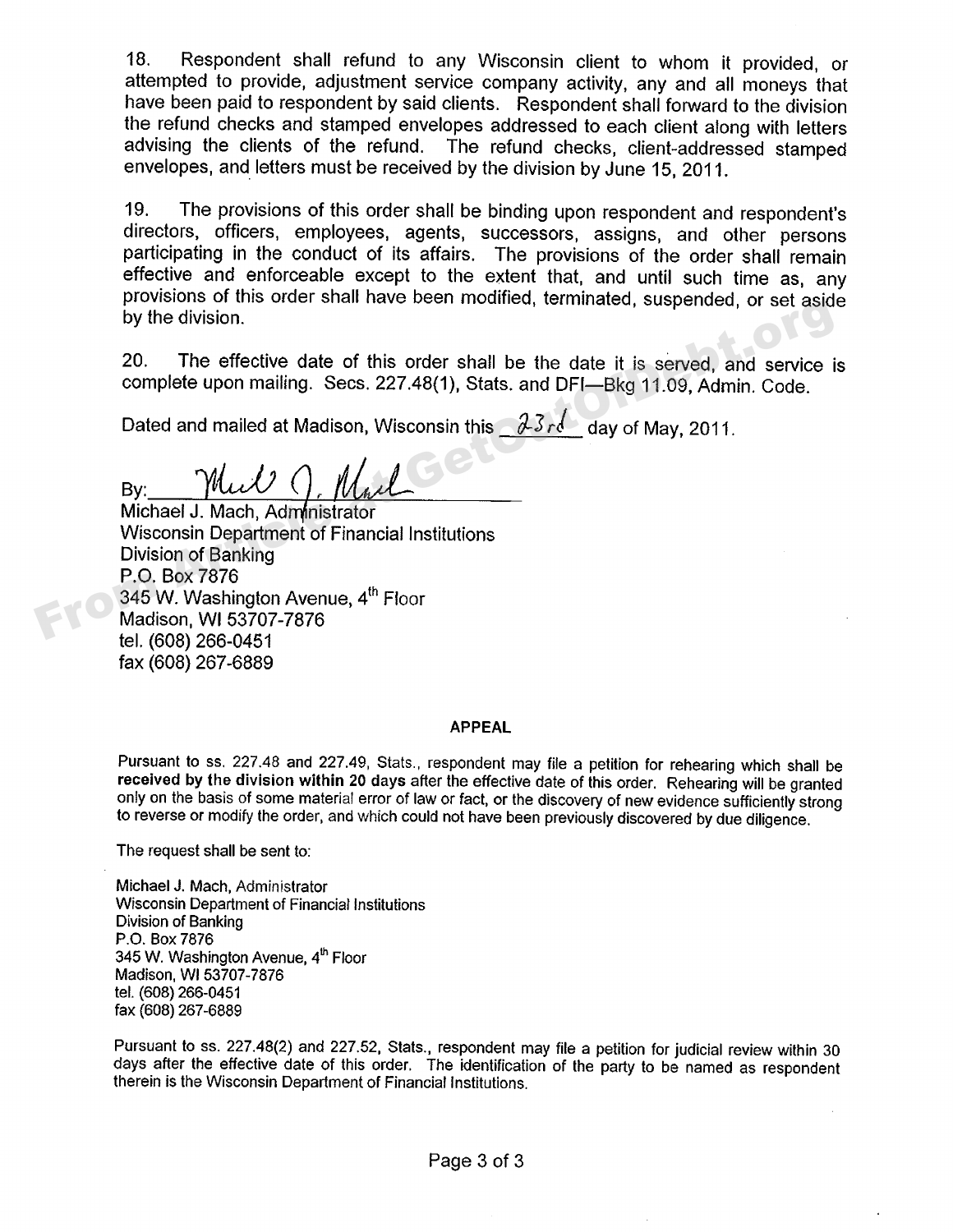18. Respondent shall refund to any Wisconsin client to whom it provided, or attempted to provide, adjustment service company activity, any and all moneys that have been paid to respondent by said clients. Respondent shall forward to the division the refund checks and stamped envelopes addressed to each client along with letters advising the clients of the refund. The refund checks, client-addressed stamped envelopes, and letters must be received by the division by June 15, 2011.

19. The provisions of this order shall be binding upon respondent and respondent's directors, officers, employees, agents, successors, assigns, and other persons participating in the conduct of its affairs. The provisions of the order shall remain effective and enforceable except to the extent that, and until such time as, any provisions of this order shall have been modified, terminated, suspended, or set aside by the division.

20. The effective date of this order shall be the date it is served, and service is complete upon mailing. Secs. 227.48(1), Stats. and DFI—Bkg 11.09, Admin. Code.

Dated and mailed at Madison, Wisconsin this 23rd day of May, 2011.

By: Michael J. Mach

Michael J. Mach, Administrator
Wisconsin Department of Financial Institutions
Division of Banking
P.O. Box 7876
345 W. Washington Avenue, 4th Floor
Madison, WI 53707-7876
tel. (608) 266-0451
fax (608) 267-6889

## APPEAL

Pursuant to ss. 227.48 and 227.49, Stats., respondent may file a petition for rehearing which shall be **received by the division within 20 days** after the effective date of this order. Rehearing will be granted only on the basis of some material error of law or fact, or the discovery of new evidence sufficiently strong to reverse or modify the order, and which could not have been previously discovered by due diligence.

The request shall be sent to:

Michael J. Mach, Administrator
Wisconsin Department of Financial Institutions
Division of Banking
P.O. Box 7876
345 W. Washington Avenue, 4th Floor
Madison, WI 53707-7876
tel. (608) 266-0451
fax (608) 267-6889

Pursuant to ss. 227.48(2) and 227.52, Stats., respondent may file a petition for judicial review within 30 days after the effective date of this order. The identification of the party to be named as respondent therein is the Wisconsin Department of Financial Institutions.